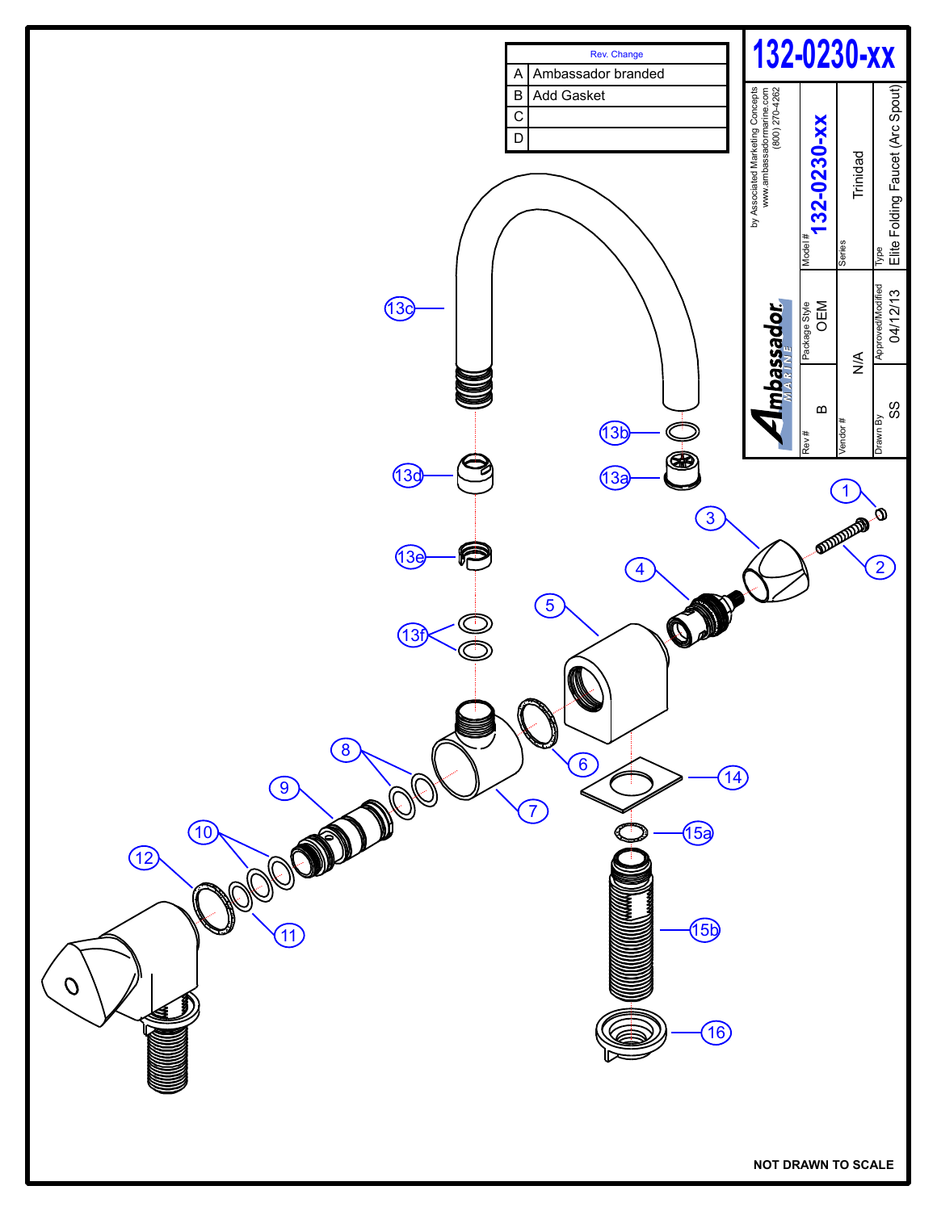# 132-0230-xx

| Rev. Change | |
|---|---|
| A | Ambassador branded |
| B | Add Gasket |
| C | |
| D | |

Ambassador MARINE

by Associated Marketing Concepts
www.ambassadormarine.com
(800) 270-4262

| Rev # | Package Style | Model # |
|---|---|---|
| B | OEM | 132-0230-xx |

| Vendor # | Series |
|---|---|
| N/A | Trinidad |

| Drawn By | Approved/Modified | Type |
|---|---|---|
| SS | 04/12/13 | Elite Folding Faucet (Arc Spout) |

13c, 13b, 13a, 13d, 13e, 13f, 1, 2, 3, 4, 5, 6, 7, 8, 9, 10, 11, 12, 14, 15a, 15b, 16

NOT DRAWN TO SCALE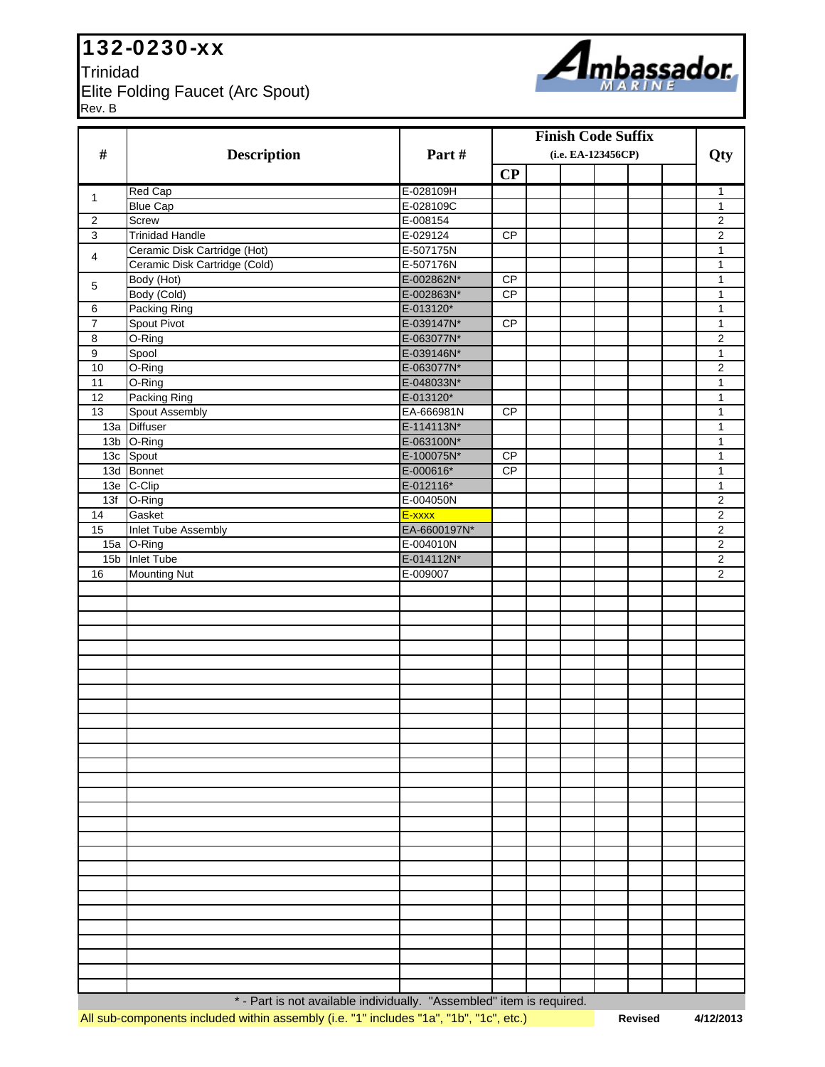# 132-0230-xx

Trinidad

Elite Folding Faucet (Arc Spout)

Rev. B

Ambassador MARINE

| # | Description | Part # | Finish Code Suffix (i.e. EA-123456CP) | | | | | | Qty |
|---|---|---|---|---|---|---|---|---|---|
| | | | CP | | | | | | |
| 1 | Red Cap | E-028109H | | | | | | | 1 |
| | Blue Cap | E-028109C | | | | | | | 1 |
| 2 | Screw | E-008154 | | | | | | | 2 |
| 3 | Trinidad Handle | E-029124 | CP | | | | | | 2 |
| 4 | Ceramic Disk Cartridge (Hot) | E-507175N | | | | | | | 1 |
| | Ceramic Disk Cartridge (Cold) | E-507176N | | | | | | | 1 |
| 5 | Body (Hot) | E-002862N* | CP | | | | | | 1 |
| | Body (Cold) | E-002863N* | CP | | | | | | 1 |
| 6 | Packing Ring | E-013120* | | | | | | | 1 |
| 7 | Spout Pivot | E-039147N* | CP | | | | | | 1 |
| 8 | O-Ring | E-063077N* | | | | | | | 2 |
| 9 | Spool | E-039146N* | | | | | | | 1 |
| 10 | O-Ring | E-063077N* | | | | | | | 2 |
| 11 | O-Ring | E-048033N* | | | | | | | 1 |
| 12 | Packing Ring | E-013120* | | | | | | | 1 |
| 13 | Spout Assembly | EA-666981N | CP | | | | | | 1 |
| 13a | Diffuser | E-114113N* | | | | | | | 1 |
| 13b | O-Ring | E-063100N* | | | | | | | 1 |
| 13c | Spout | E-100075N* | CP | | | | | | 1 |
| 13d | Bonnet | E-000616* | CP | | | | | | 1 |
| 13e | C-Clip | E-012116* | | | | | | | 1 |
| 13f | O-Ring | E-004050N | | | | | | | 2 |
| 14 | Gasket | E-xxxx | | | | | | | 2 |
| 15 | Inlet Tube Assembly | EA-6600197N* | | | | | | | 2 |
| 15a | O-Ring | E-004010N | | | | | | | 2 |
| 15b | Inlet Tube | E-014112N* | | | | | | | 2 |
| 16 | Mounting Nut | E-009007 | | | | | | | 2 |

* - Part is not available individually. "Assembled" item is required.

All sub-components included within assembly (i.e. "1" includes "1a", "1b", "1c", etc.)

**Revised** **4/12/2013**